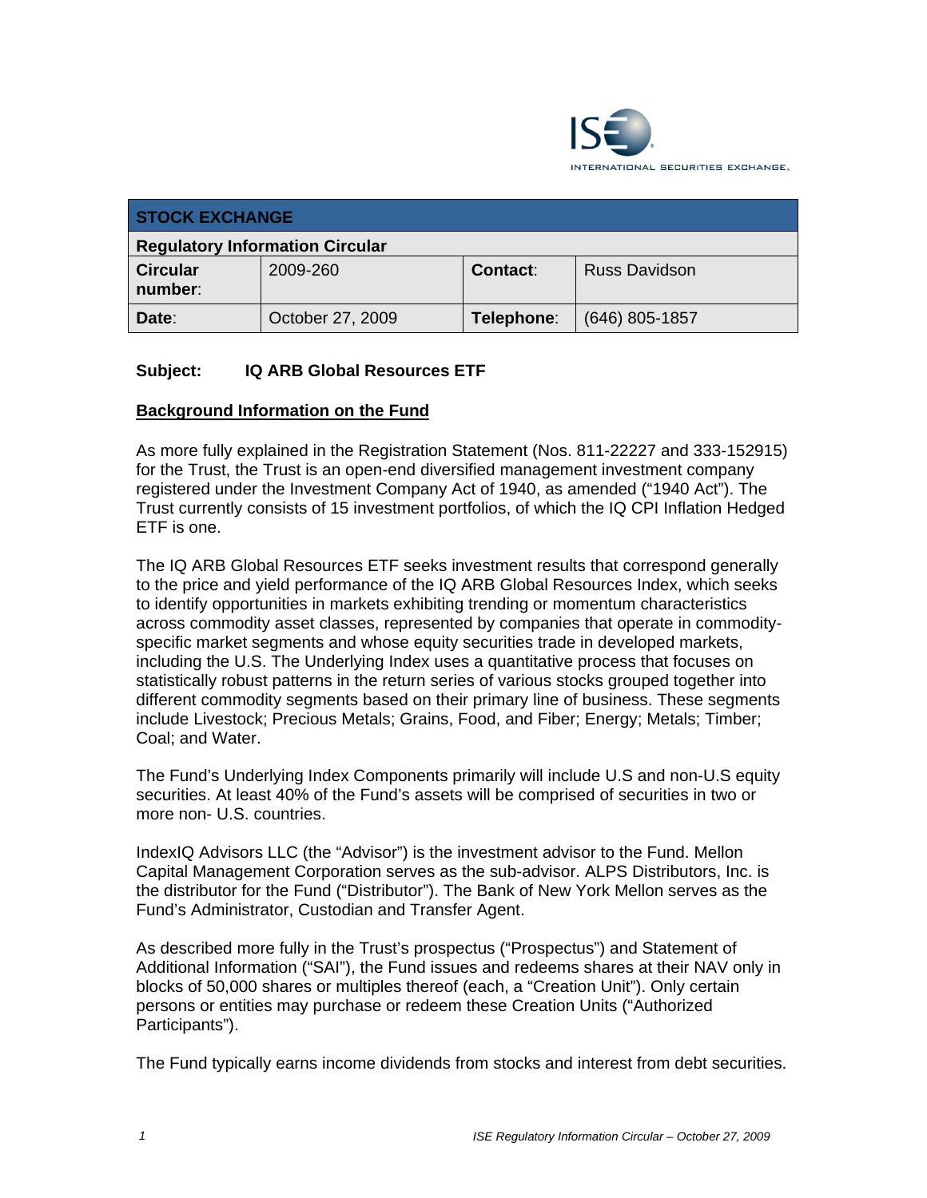INTERNATIONAL SECURITIES EXCHANGE.

| STOCK EXCHANGE | | | |
|---|---|---|---|
| **Regulatory Information Circular** | | | |
| **Circular number:** | 2009-260 | **Contact:** | Russ Davidson |
| **Date:** | October 27, 2009 | **Telephone:** | (646) 805-1857 |

**Subject: IQ ARB Global Resources ETF**

**Background Information on the Fund**

As more fully explained in the Registration Statement (Nos. 811-22227 and 333-152915) for the Trust, the Trust is an open-end diversified management investment company registered under the Investment Company Act of 1940, as amended ("1940 Act"). The Trust currently consists of 15 investment portfolios, of which the IQ CPI Inflation Hedged ETF is one.

The IQ ARB Global Resources ETF seeks investment results that correspond generally to the price and yield performance of the IQ ARB Global Resources Index, which seeks to identify opportunities in markets exhibiting trending or momentum characteristics across commodity asset classes, represented by companies that operate in commodity-specific market segments and whose equity securities trade in developed markets, including the U.S. The Underlying Index uses a quantitative process that focuses on statistically robust patterns in the return series of various stocks grouped together into different commodity segments based on their primary line of business. These segments include Livestock; Precious Metals; Grains, Food, and Fiber; Energy; Metals; Timber; Coal; and Water.

The Fund's Underlying Index Components primarily will include U.S and non-U.S equity securities. At least 40% of the Fund's assets will be comprised of securities in two or more non- U.S. countries.

IndexIQ Advisors LLC (the "Advisor") is the investment advisor to the Fund. Mellon Capital Management Corporation serves as the sub-advisor. ALPS Distributors, Inc. is the distributor for the Fund ("Distributor"). The Bank of New York Mellon serves as the Fund's Administrator, Custodian and Transfer Agent.

As described more fully in the Trust's prospectus ("Prospectus") and Statement of Additional Information ("SAI"), the Fund issues and redeems shares at their NAV only in blocks of 50,000 shares or multiples thereof (each, a "Creation Unit"). Only certain persons or entities may purchase or redeem these Creation Units ("Authorized Participants").

The Fund typically earns income dividends from stocks and interest from debt securities.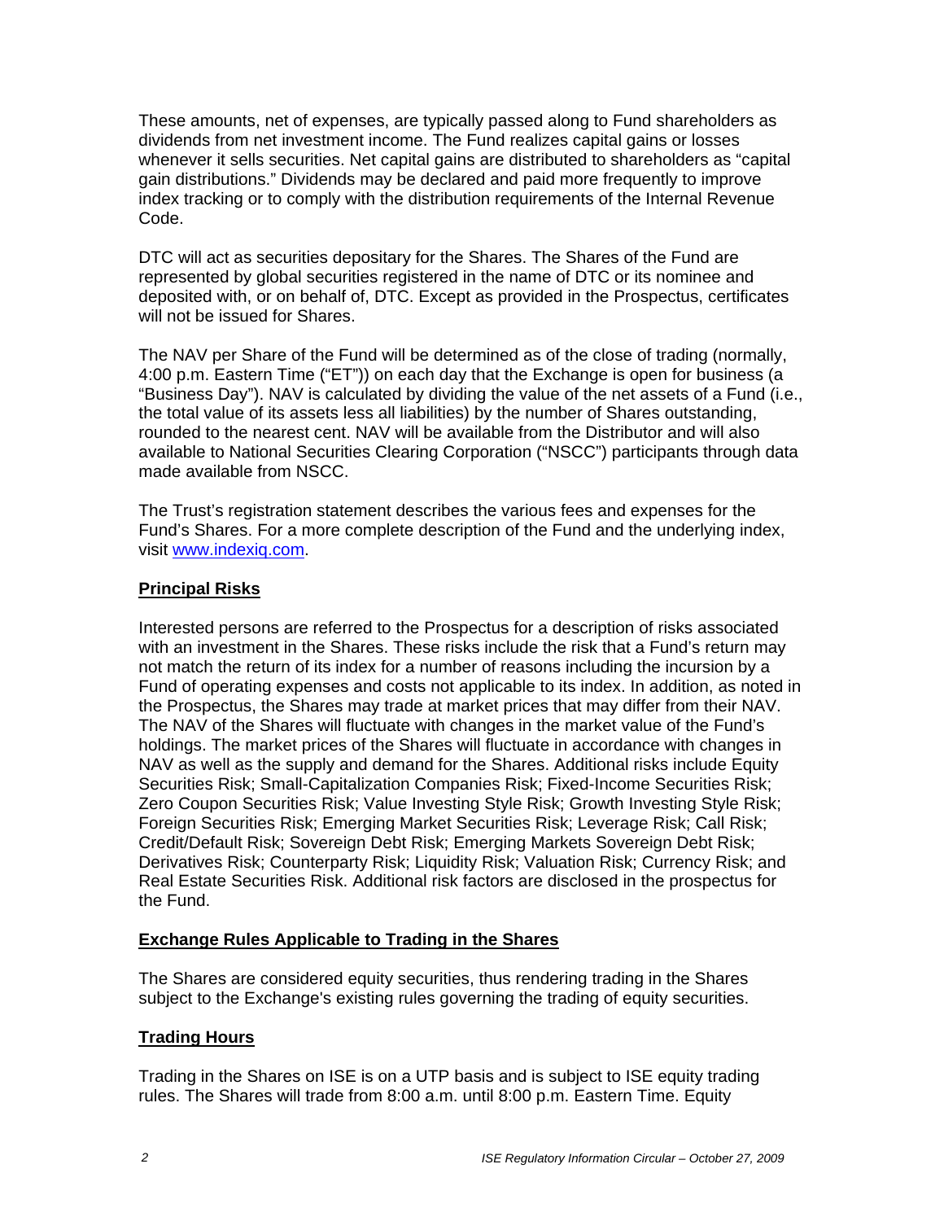These amounts, net of expenses, are typically passed along to Fund shareholders as dividends from net investment income. The Fund realizes capital gains or losses whenever it sells securities. Net capital gains are distributed to shareholders as "capital gain distributions." Dividends may be declared and paid more frequently to improve index tracking or to comply with the distribution requirements of the Internal Revenue Code.

DTC will act as securities depositary for the Shares. The Shares of the Fund are represented by global securities registered in the name of DTC or its nominee and deposited with, or on behalf of, DTC. Except as provided in the Prospectus, certificates will not be issued for Shares.

The NAV per Share of the Fund will be determined as of the close of trading (normally, 4:00 p.m. Eastern Time ("ET")) on each day that the Exchange is open for business (a "Business Day"). NAV is calculated by dividing the value of the net assets of a Fund (i.e., the total value of its assets less all liabilities) by the number of Shares outstanding, rounded to the nearest cent. NAV will be available from the Distributor and will also available to National Securities Clearing Corporation ("NSCC") participants through data made available from NSCC.

The Trust's registration statement describes the various fees and expenses for the Fund's Shares. For a more complete description of the Fund and the underlying index, visit www.indexiq.com.

## Principal Risks

Interested persons are referred to the Prospectus for a description of risks associated with an investment in the Shares. These risks include the risk that a Fund's return may not match the return of its index for a number of reasons including the incursion by a Fund of operating expenses and costs not applicable to its index. In addition, as noted in the Prospectus, the Shares may trade at market prices that may differ from their NAV. The NAV of the Shares will fluctuate with changes in the market value of the Fund's holdings. The market prices of the Shares will fluctuate in accordance with changes in NAV as well as the supply and demand for the Shares. Additional risks include Equity Securities Risk; Small-Capitalization Companies Risk; Fixed-Income Securities Risk; Zero Coupon Securities Risk; Value Investing Style Risk; Growth Investing Style Risk; Foreign Securities Risk; Emerging Market Securities Risk; Leverage Risk; Call Risk; Credit/Default Risk; Sovereign Debt Risk; Emerging Markets Sovereign Debt Risk; Derivatives Risk; Counterparty Risk; Liquidity Risk; Valuation Risk; Currency Risk; and Real Estate Securities Risk. Additional risk factors are disclosed in the prospectus for the Fund.

## Exchange Rules Applicable to Trading in the Shares

The Shares are considered equity securities, thus rendering trading in the Shares subject to the Exchange's existing rules governing the trading of equity securities.

## Trading Hours

Trading in the Shares on ISE is on a UTP basis and is subject to ISE equity trading rules. The Shares will trade from 8:00 a.m. until 8:00 p.m. Eastern Time. Equity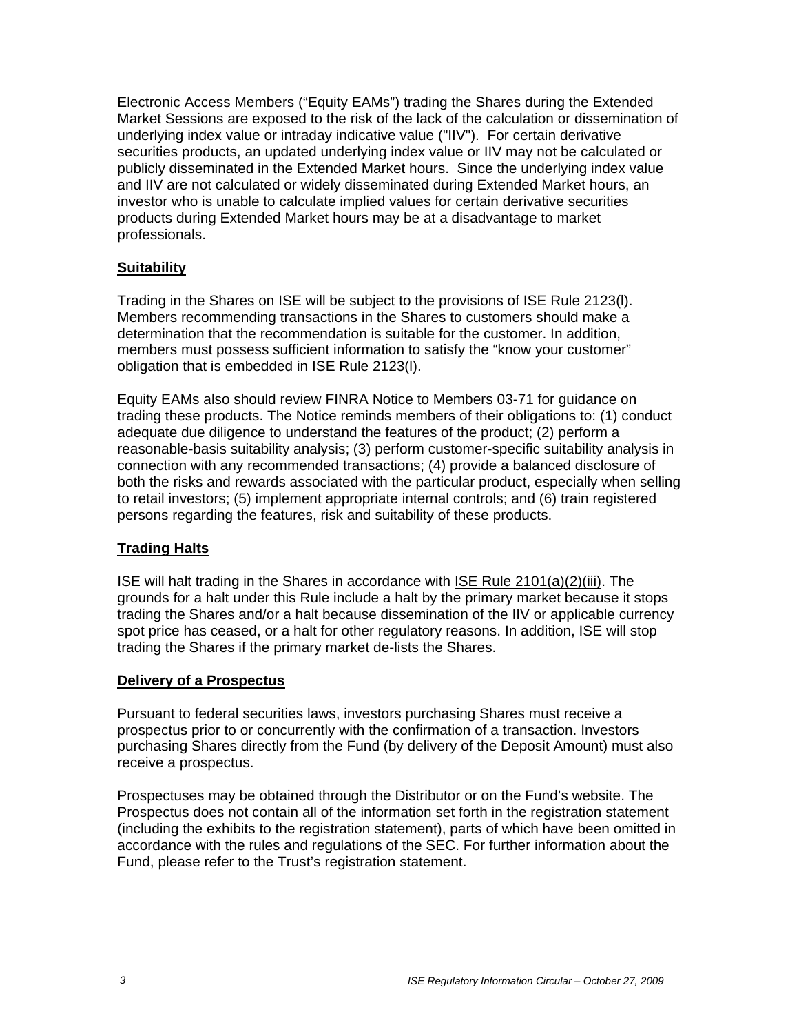Electronic Access Members ("Equity EAMs") trading the Shares during the Extended Market Sessions are exposed to the risk of the lack of the calculation or dissemination of underlying index value or intraday indicative value ("IIV"). For certain derivative securities products, an updated underlying index value or IIV may not be calculated or publicly disseminated in the Extended Market hours. Since the underlying index value and IIV are not calculated or widely disseminated during Extended Market hours, an investor who is unable to calculate implied values for certain derivative securities products during Extended Market hours may be at a disadvantage to market professionals.

## Suitability

Trading in the Shares on ISE will be subject to the provisions of ISE Rule 2123(l). Members recommending transactions in the Shares to customers should make a determination that the recommendation is suitable for the customer. In addition, members must possess sufficient information to satisfy the "know your customer" obligation that is embedded in ISE Rule 2123(l).

Equity EAMs also should review FINRA Notice to Members 03-71 for guidance on trading these products. The Notice reminds members of their obligations to: (1) conduct adequate due diligence to understand the features of the product; (2) perform a reasonable-basis suitability analysis; (3) perform customer-specific suitability analysis in connection with any recommended transactions; (4) provide a balanced disclosure of both the risks and rewards associated with the particular product, especially when selling to retail investors; (5) implement appropriate internal controls; and (6) train registered persons regarding the features, risk and suitability of these products.

## Trading Halts

ISE will halt trading in the Shares in accordance with ISE Rule 2101(a)(2)(iii). The grounds for a halt under this Rule include a halt by the primary market because it stops trading the Shares and/or a halt because dissemination of the IIV or applicable currency spot price has ceased, or a halt for other regulatory reasons. In addition, ISE will stop trading the Shares if the primary market de-lists the Shares.

## Delivery of a Prospectus

Pursuant to federal securities laws, investors purchasing Shares must receive a prospectus prior to or concurrently with the confirmation of a transaction. Investors purchasing Shares directly from the Fund (by delivery of the Deposit Amount) must also receive a prospectus.

Prospectuses may be obtained through the Distributor or on the Fund's website. The Prospectus does not contain all of the information set forth in the registration statement (including the exhibits to the registration statement), parts of which have been omitted in accordance with the rules and regulations of the SEC. For further information about the Fund, please refer to the Trust's registration statement.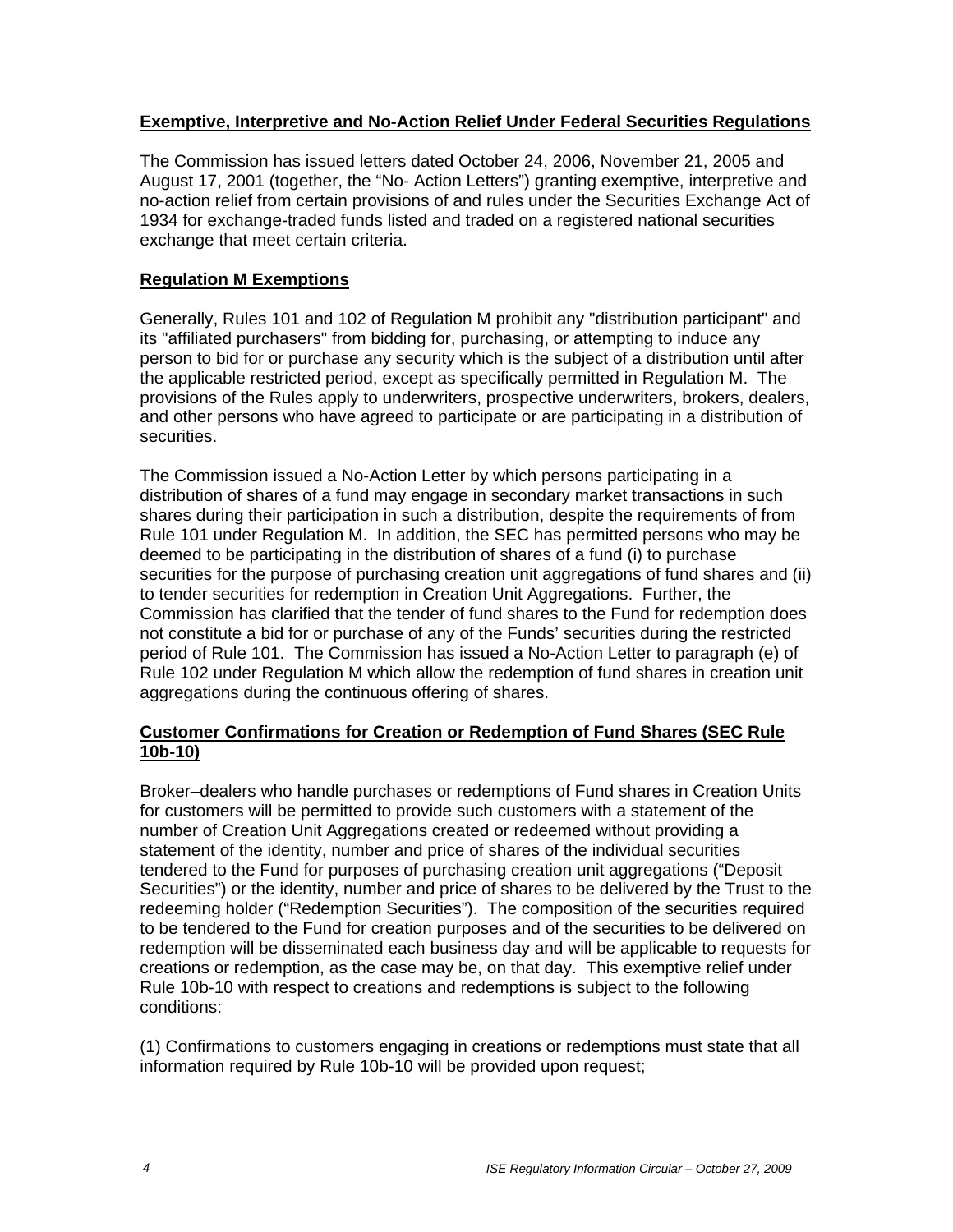**Exemptive, Interpretive and No-Action Relief Under Federal Securities Regulations**

The Commission has issued letters dated October 24, 2006, November 21, 2005 and August 17, 2001 (together, the "No- Action Letters") granting exemptive, interpretive and no-action relief from certain provisions of and rules under the Securities Exchange Act of 1934 for exchange-traded funds listed and traded on a registered national securities exchange that meet certain criteria.

**Regulation M Exemptions**

Generally, Rules 101 and 102 of Regulation M prohibit any "distribution participant" and its "affiliated purchasers" from bidding for, purchasing, or attempting to induce any person to bid for or purchase any security which is the subject of a distribution until after the applicable restricted period, except as specifically permitted in Regulation M. The provisions of the Rules apply to underwriters, prospective underwriters, brokers, dealers, and other persons who have agreed to participate or are participating in a distribution of securities.

The Commission issued a No-Action Letter by which persons participating in a distribution of shares of a fund may engage in secondary market transactions in such shares during their participation in such a distribution, despite the requirements of from Rule 101 under Regulation M. In addition, the SEC has permitted persons who may be deemed to be participating in the distribution of shares of a fund (i) to purchase securities for the purpose of purchasing creation unit aggregations of fund shares and (ii) to tender securities for redemption in Creation Unit Aggregations. Further, the Commission has clarified that the tender of fund shares to the Fund for redemption does not constitute a bid for or purchase of any of the Funds' securities during the restricted period of Rule 101. The Commission has issued a No-Action Letter to paragraph (e) of Rule 102 under Regulation M which allow the redemption of fund shares in creation unit aggregations during the continuous offering of shares.

**Customer Confirmations for Creation or Redemption of Fund Shares (SEC Rule 10b-10)**

Broker–dealers who handle purchases or redemptions of Fund shares in Creation Units for customers will be permitted to provide such customers with a statement of the number of Creation Unit Aggregations created or redeemed without providing a statement of the identity, number and price of shares of the individual securities tendered to the Fund for purposes of purchasing creation unit aggregations ("Deposit Securities") or the identity, number and price of shares to be delivered by the Trust to the redeeming holder ("Redemption Securities"). The composition of the securities required to be tendered to the Fund for creation purposes and of the securities to be delivered on redemption will be disseminated each business day and will be applicable to requests for creations or redemption, as the case may be, on that day. This exemptive relief under Rule 10b-10 with respect to creations and redemptions is subject to the following conditions:

(1) Confirmations to customers engaging in creations or redemptions must state that all information required by Rule 10b-10 will be provided upon request;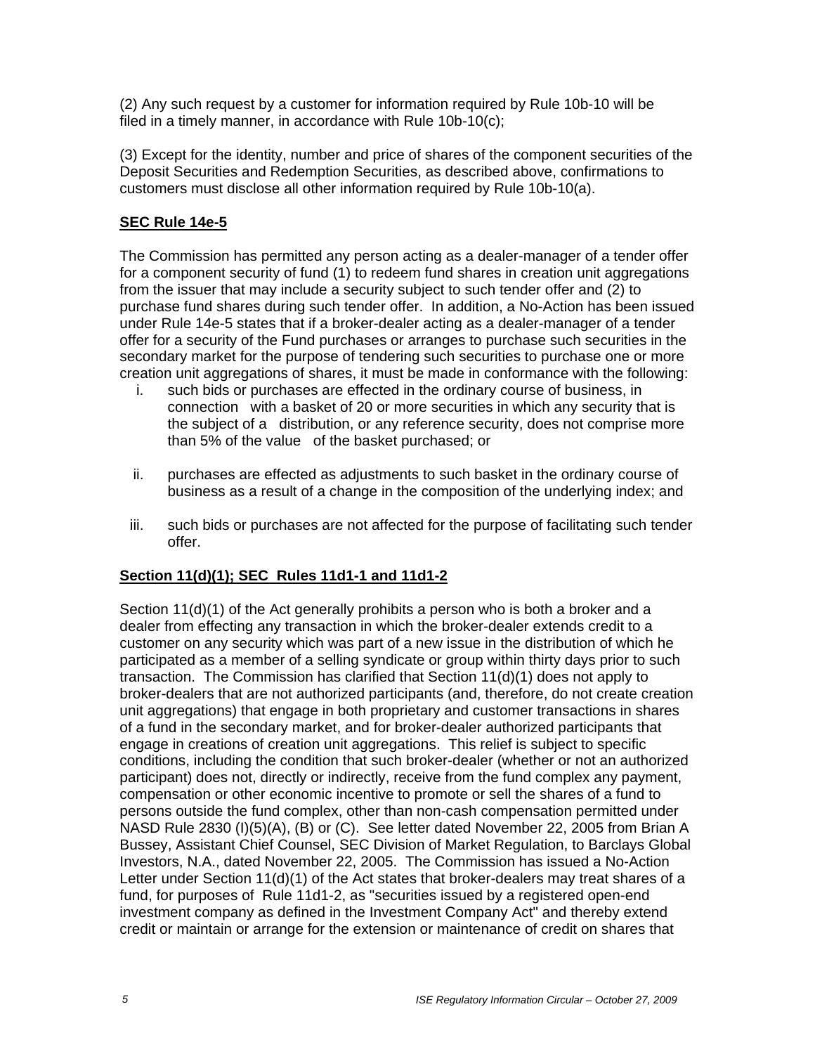(2) Any such request by a customer for information required by Rule 10b-10 will be filed in a timely manner, in accordance with Rule 10b-10(c);

(3) Except for the identity, number and price of shares of the component securities of the Deposit Securities and Redemption Securities, as described above, confirmations to customers must disclose all other information required by Rule 10b-10(a).

**SEC Rule 14e-5**

The Commission has permitted any person acting as a dealer-manager of a tender offer for a component security of fund (1) to redeem fund shares in creation unit aggregations from the issuer that may include a security subject to such tender offer and (2) to purchase fund shares during such tender offer. In addition, a No-Action has been issued under Rule 14e-5 states that if a broker-dealer acting as a dealer-manager of a tender offer for a security of the Fund purchases or arranges to purchase such securities in the secondary market for the purpose of tendering such securities to purchase one or more creation unit aggregations of shares, it must be made in conformance with the following:

i. such bids or purchases are effected in the ordinary course of business, in connection with a basket of 20 or more securities in which any security that is the subject of a distribution, or any reference security, does not comprise more than 5% of the value of the basket purchased; or

ii. purchases are effected as adjustments to such basket in the ordinary course of business as a result of a change in the composition of the underlying index; and

iii. such bids or purchases are not affected for the purpose of facilitating such tender offer.

**Section 11(d)(1); SEC Rules 11d1-1 and 11d1-2**

Section 11(d)(1) of the Act generally prohibits a person who is both a broker and a dealer from effecting any transaction in which the broker-dealer extends credit to a customer on any security which was part of a new issue in the distribution of which he participated as a member of a selling syndicate or group within thirty days prior to such transaction. The Commission has clarified that Section 11(d)(1) does not apply to broker-dealers that are not authorized participants (and, therefore, do not create creation unit aggregations) that engage in both proprietary and customer transactions in shares of a fund in the secondary market, and for broker-dealer authorized participants that engage in creations of creation unit aggregations. This relief is subject to specific conditions, including the condition that such broker-dealer (whether or not an authorized participant) does not, directly or indirectly, receive from the fund complex any payment, compensation or other economic incentive to promote or sell the shares of a fund to persons outside the fund complex, other than non-cash compensation permitted under NASD Rule 2830 (I)(5)(A), (B) or (C). See letter dated November 22, 2005 from Brian A Bussey, Assistant Chief Counsel, SEC Division of Market Regulation, to Barclays Global Investors, N.A., dated November 22, 2005. The Commission has issued a No-Action Letter under Section 11(d)(1) of the Act states that broker-dealers may treat shares of a fund, for purposes of Rule 11d1-2, as "securities issued by a registered open-end investment company as defined in the Investment Company Act" and thereby extend credit or maintain or arrange for the extension or maintenance of credit on shares that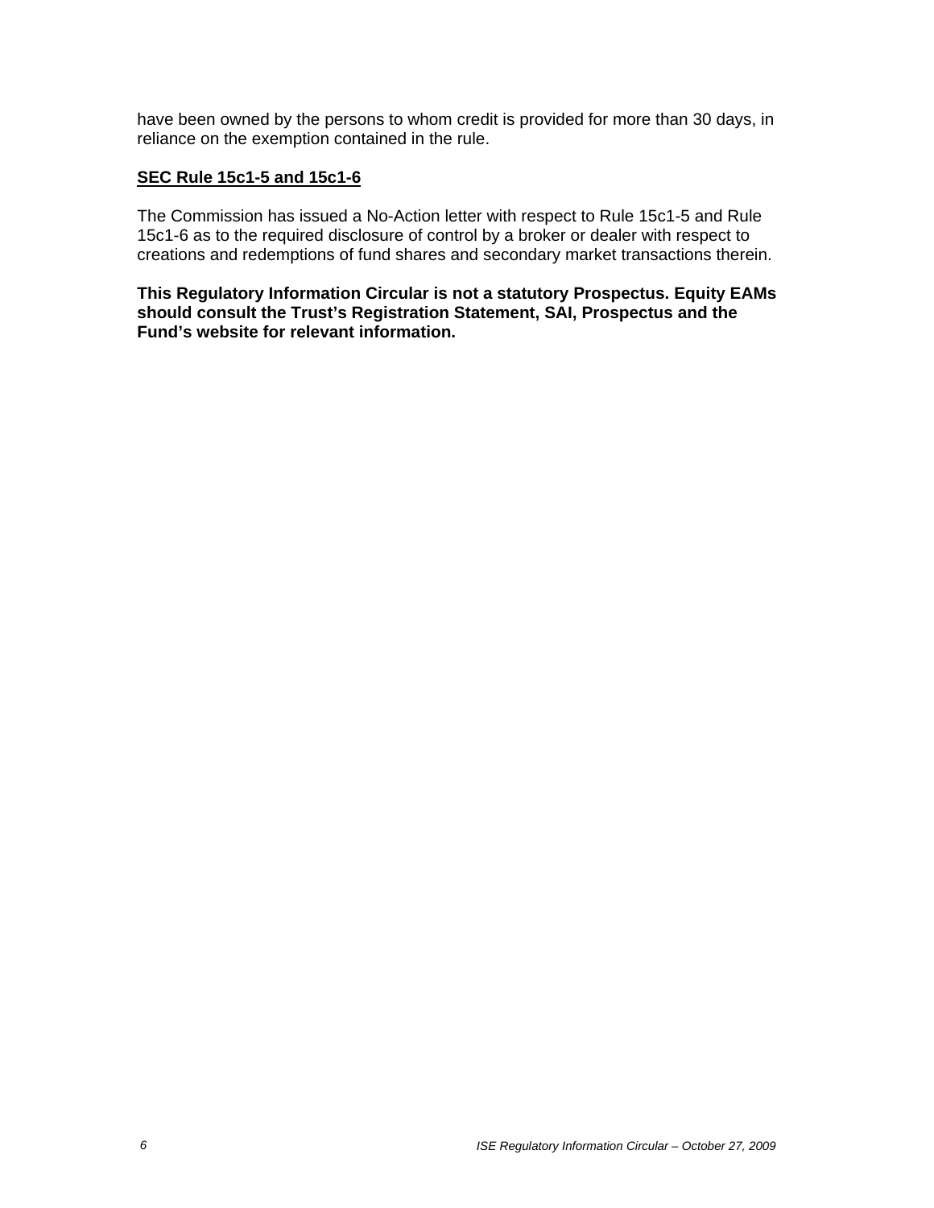have been owned by the persons to whom credit is provided for more than 30 days, in reliance on the exemption contained in the rule.

**SEC Rule 15c1-5 and 15c1-6**

The Commission has issued a No-Action letter with respect to Rule 15c1-5 and Rule 15c1-6 as to the required disclosure of control by a broker or dealer with respect to creations and redemptions of fund shares and secondary market transactions therein.

**This Regulatory Information Circular is not a statutory Prospectus. Equity EAMs should consult the Trust's Registration Statement, SAI, Prospectus and the Fund's website for relevant information.**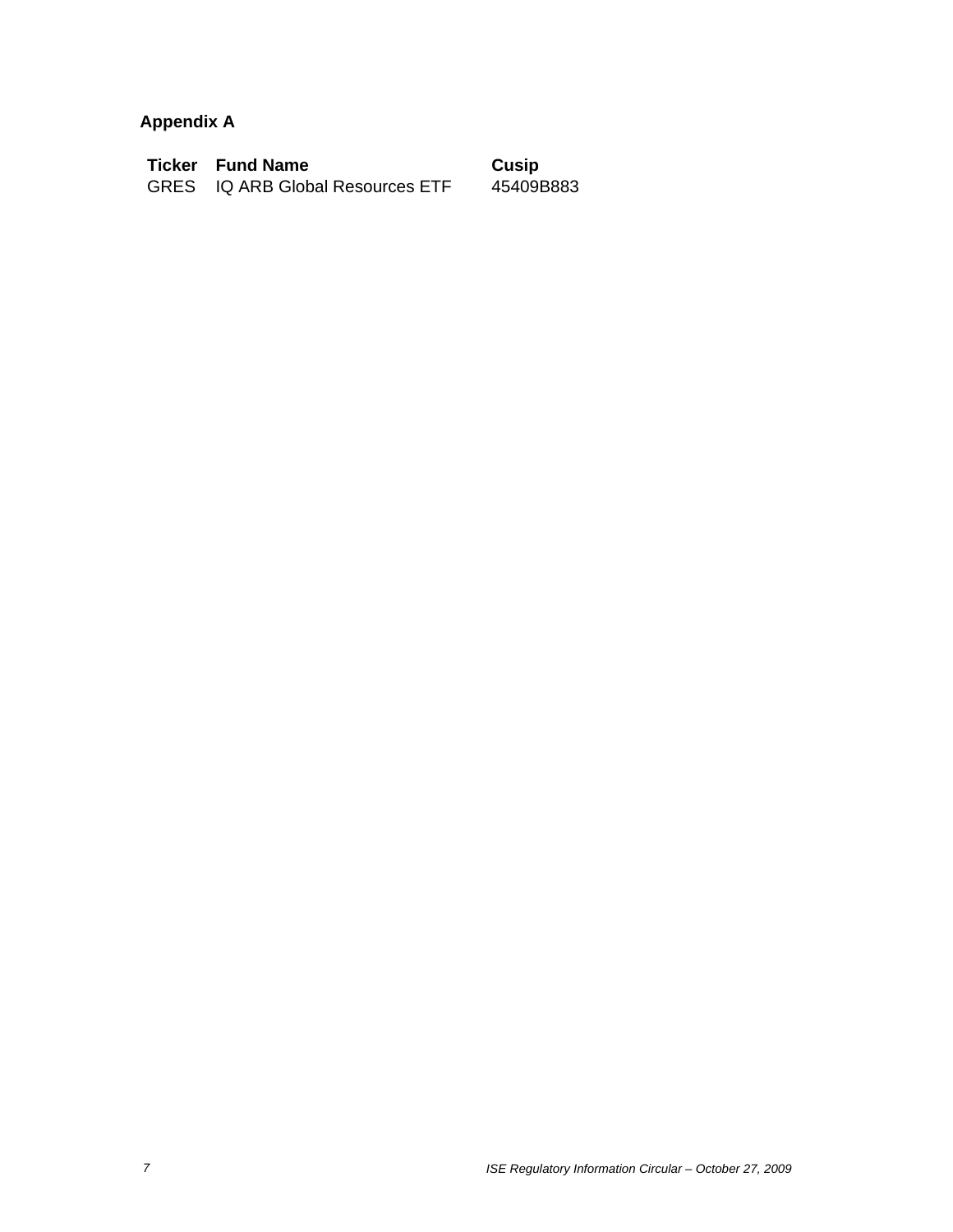## Appendix A

| Ticker | Fund Name | Cusip |
| --- | --- | --- |
| GRES | IQ ARB Global Resources ETF | 45409B883 |